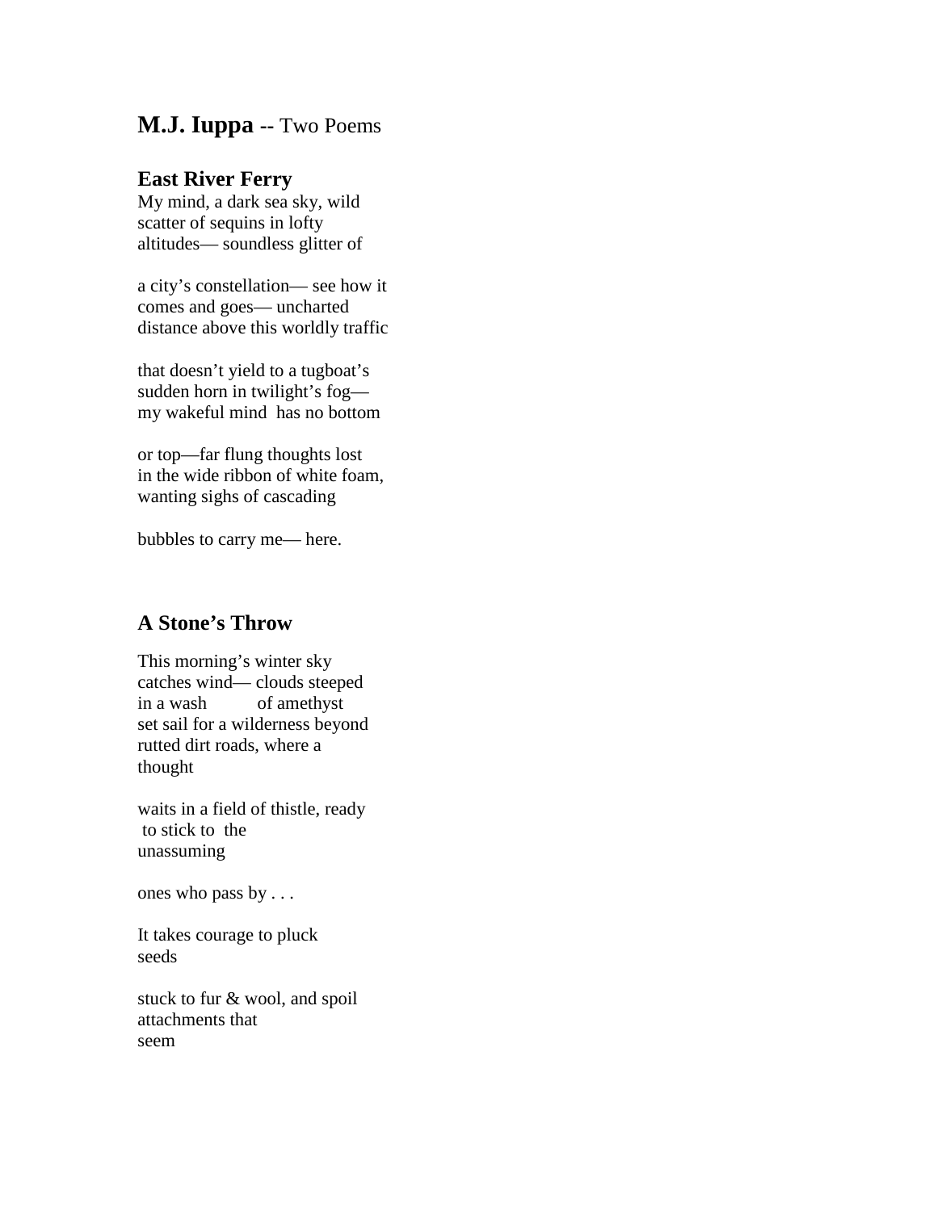# **M.J. Iuppa** -- Two Poems

## East River Ferry

My mind, a dark sea sky, wild
scatter of sequins in lofty
altitudes— soundless glitter of

a city's constellation— see how it
comes and goes— uncharted
distance above this worldly traffic

that doesn't yield to a tugboat's
sudden horn in twilight's fog—
my wakeful mind  has no bottom

or top—far flung thoughts lost
in the wide ribbon of white foam,
wanting sighs of cascading

bubbles to carry me— here.

## A Stone's Throw

This morning's winter sky
catches wind— clouds steeped
in a wash          of amethyst
set sail for a wilderness beyond
rutted dirt roads, where a
thought

waits in a field of thistle, ready
 to stick to  the
unassuming

ones who pass by . . .

It takes courage to pluck
seeds

stuck to fur & wool, and spoil
attachments that
seem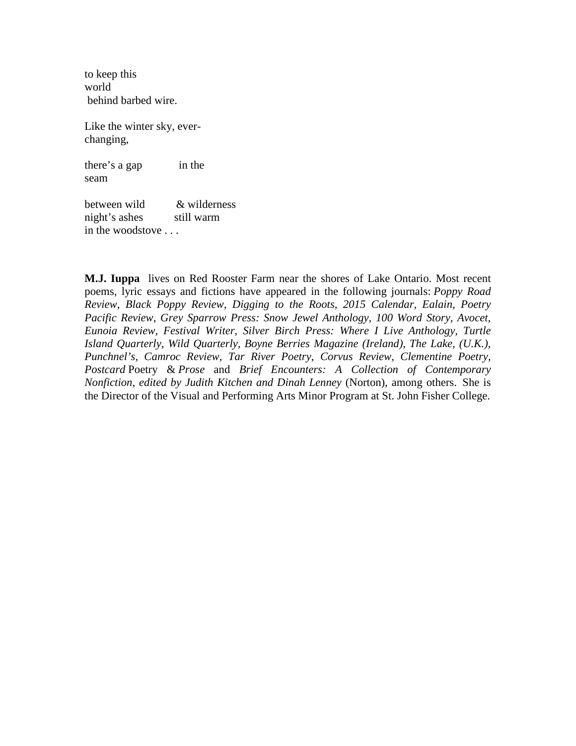to keep this
world
behind barbed wire.

Like the winter sky, ever-
changing,

there's a gap        in the
seam

between wild        & wilderness
night's ashes        still warm
in the woodstove . . .

**M.J. Iuppa** lives on Red Rooster Farm near the shores of Lake Ontario. Most recent poems, lyric essays and fictions have appeared in the following journals: *Poppy Road Review, Black Poppy Review, Digging to the Roots, 2015 Calendar, Ealain, Poetry Pacific Review, Grey Sparrow Press: Snow Jewel Anthology, 100 Word Story, Avocet, Eunoia Review, Festival Writer, Silver Birch Press: Where I Live Anthology, Turtle Island Quarterly, Wild Quarterly, Boyne Berries Magazine (Ireland), The Lake, (U.K.), Punchnel's, Camroc Review, Tar River Poetry, Corvus Review, Clementine Poetry, Postcard* Poetry & *Prose* and *Brief Encounters: A Collection of Contemporary Nonfiction, edited by Judith Kitchen and Dinah Lenney* (Norton), among others. She is the Director of the Visual and Performing Arts Minor Program at St. John Fisher College.